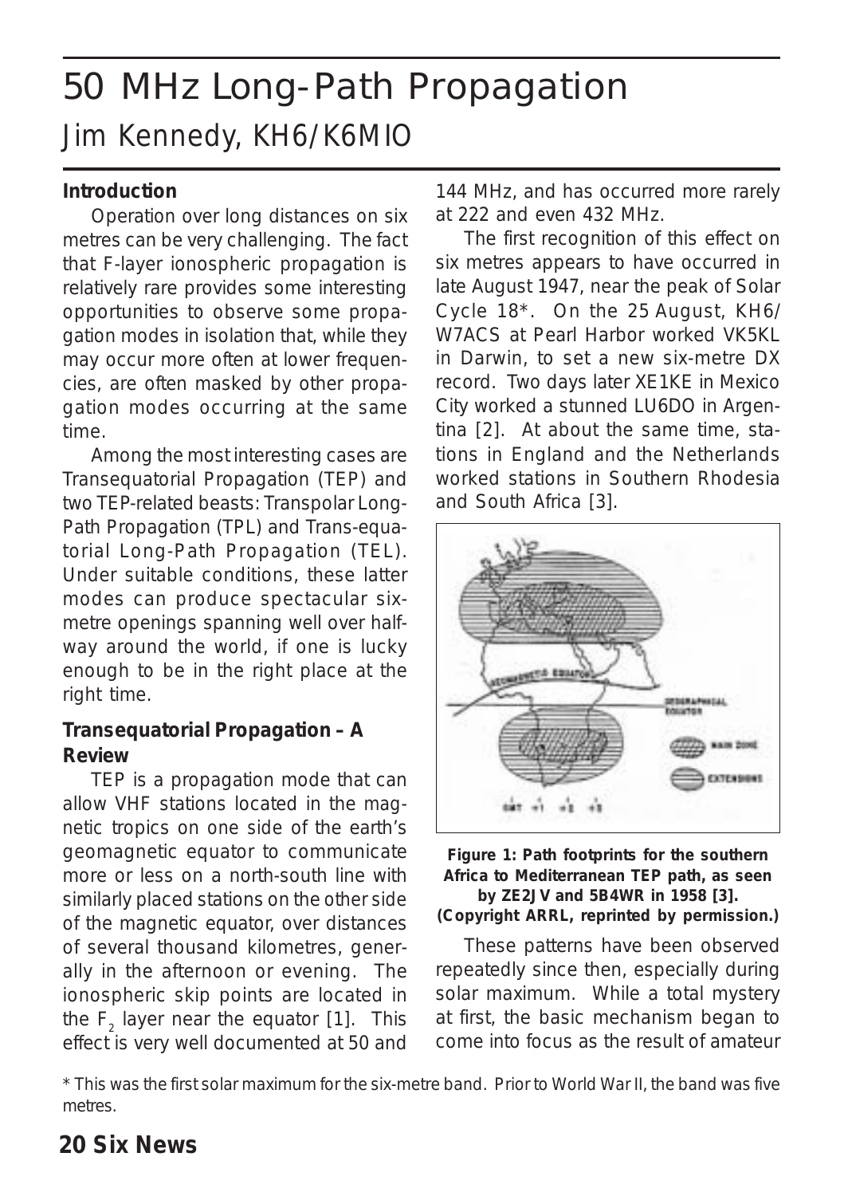# 50 MHz Long-Path Propagation

## Jim Kennedy, KH6/K6MIO

### Introduction

Operation over long distances on six metres can be very challenging. The fact that F-layer ionospheric propagation is relatively rare provides some interesting opportunities to observe some propagation modes in isolation that, while they may occur more often at lower frequencies, are often masked by other propagation modes occurring at the same time.

Among the most interesting cases are Transequatorial Propagation (TEP) and two TEP-related beasts: Transpolar Long-Path Propagation (TPL) and Trans-equatorial Long-Path Propagation (TEL). Under suitable conditions, these latter modes can produce spectacular six-metre openings spanning well over half-way around the world, if one is lucky enough to be in the right place at the right time.

### Transequatorial Propagation – A Review

TEP is a propagation mode that can allow VHF stations located in the magnetic tropics on one side of the earth's geomagnetic equator to communicate more or less on a north-south line with similarly placed stations on the other side of the magnetic equator, over distances of several thousand kilometres, generally in the afternoon or evening. The ionospheric skip points are located in the $F_2$ layer near the equator [1]. This effect is very well documented at 50 and 144 MHz, and has occurred more rarely at 222 and even 432 MHz.

The first recognition of this effect on six metres appears to have occurred in late August 1947, near the peak of Solar Cycle 18*. On the 25 August, KH6/W7ACS at Pearl Harbor worked VK5KL in Darwin, to set a new six-metre DX record. Two days later XE1KE in Mexico City worked a stunned LU6DO in Argentina [2]. At about the same time, stations in England and the Netherlands worked stations in Southern Rhodesia and South Africa [3].

**Figure 1: Path footprints for the southern Africa to Mediterranean TEP path, as seen by ZE2JV and 5B4WR in 1958 [3]. (Copyright ARRL, reprinted by permission.)**

These patterns have been observed repeatedly since then, especially during solar maximum. While a total mystery at first, the basic mechanism began to come into focus as the result of amateur

\* This was the first solar maximum for the six-metre band. Prior to World War II, the band was five metres.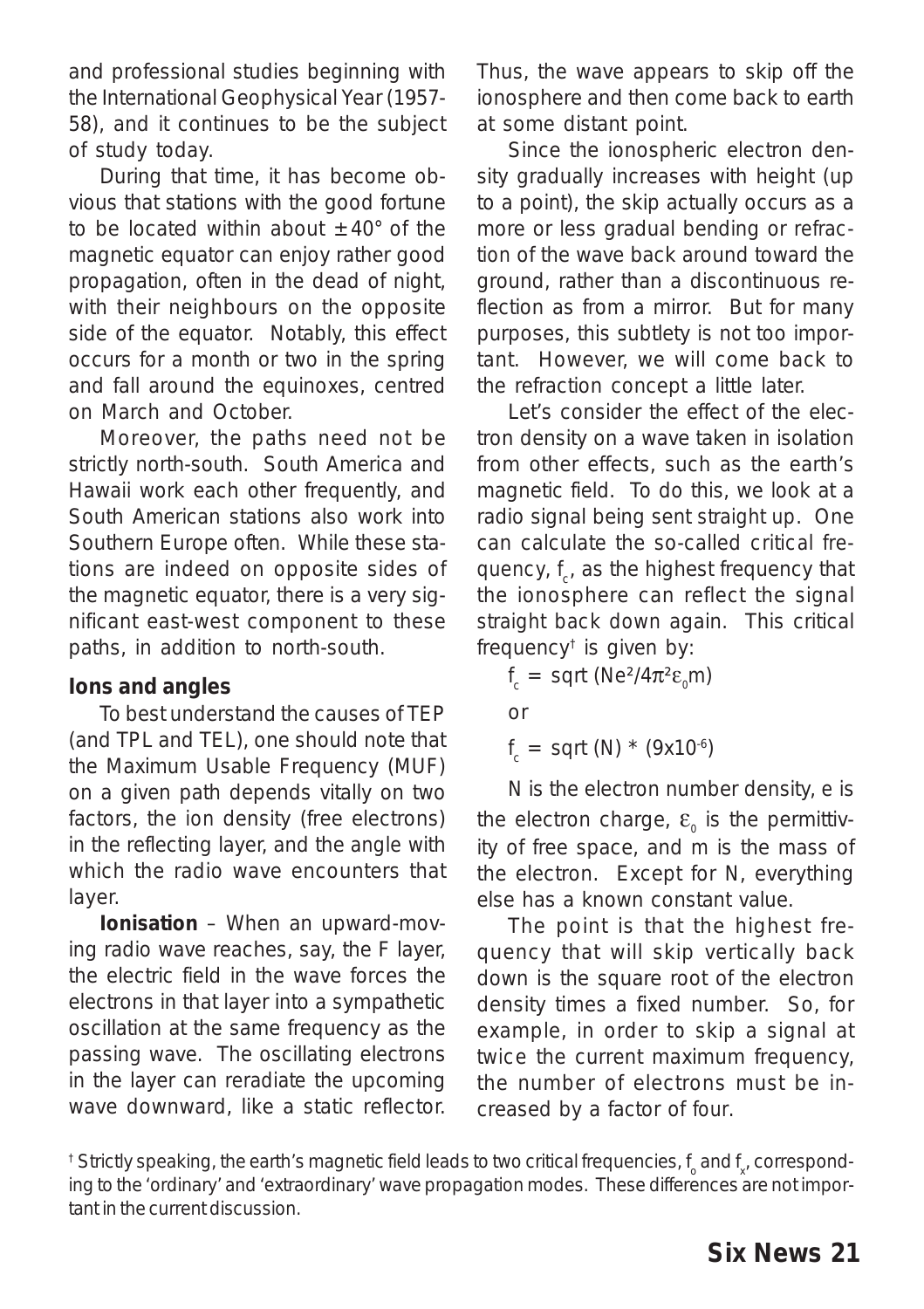and professional studies beginning with the International Geophysical Year (1957-58), and it continues to be the subject of study today.

During that time, it has become obvious that stations with the good fortune to be located within about ±40° of the magnetic equator can enjoy rather good propagation, often in the dead of night, with their neighbours on the opposite side of the equator. Notably, this effect occurs for a month or two in the spring and fall around the equinoxes, centred on March and October.

Moreover, the paths need not be strictly north-south. South America and Hawaii work each other frequently, and South American stations also work into Southern Europe often. While these stations are indeed on opposite sides of the magnetic equator, there is a very significant east-west component to these paths, in addition to north-south.

## Ions and angles

To best understand the causes of TEP (and TPL and TEL), one should note that the Maximum Usable Frequency (MUF) on a given path depends vitally on two factors, the ion density (free electrons) in the reflecting layer, and the angle with which the radio wave encounters that layer.

**Ionisation** – When an upward-moving radio wave reaches, say, the F layer, the electric field in the wave forces the electrons in that layer into a sympathetic oscillation at the same frequency as the passing wave. The oscillating electrons in the layer can reradiate the upcoming wave downward, like a static reflector. Thus, the wave appears to skip off the ionosphere and then come back to earth at some distant point.

Since the ionospheric electron density gradually increases with height (up to a point), the skip actually occurs as a more or less gradual bending or refraction of the wave back around toward the ground, rather than a discontinuous reflection as from a mirror. But for many purposes, this subtlety is not too important. However, we will come back to the refraction concept a little later.

Let's consider the effect of the electron density on a wave taken in isolation from other effects, such as the earth's magnetic field. To do this, we look at a radio signal being sent straight up. One can calculate the so-called critical frequency, $f_c$, as the highest frequency that the ionosphere can reflect the signal straight back down again. This critical frequency[†] is given by:

$$f_c = \text{sqrt}\,(Ne^2/4\pi^2\varepsilon_0 m)$$

or

$$f_c = \text{sqrt}\,(N) * (9\text{x}10^{-6})$$

N is the electron number density, e is the electron charge, $\varepsilon_0$ is the permittivity of free space, and m is the mass of the electron. Except for N, everything else has a known constant value.

The point is that the highest frequency that will skip vertically back down is the square root of the electron density times a fixed number. So, for example, in order to skip a signal at twice the current maximum frequency, the number of electrons must be increased by a factor of four.

[†] Strictly speaking, the earth's magnetic field leads to two critical frequencies, $f_o$ and $f_x$, corresponding to the 'ordinary' and 'extraordinary' wave propagation modes. These differences are not important in the current discussion.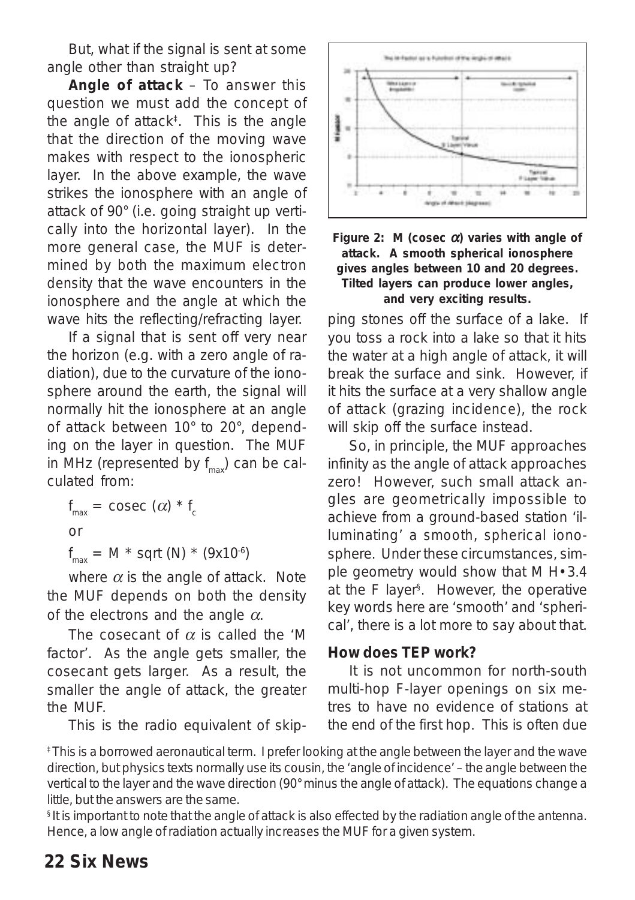But, what if the signal is sent at some angle other than straight up?

**Angle of attack** – To answer this question we must add the concept of the angle of attack‡. This is the angle that the direction of the moving wave makes with respect to the ionospheric layer. In the above example, the wave strikes the ionosphere with an angle of attack of 90° (i.e. going straight up vertically into the horizontal layer). In the more general case, the MUF is determined by both the maximum electron density that the wave encounters in the ionosphere and the angle at which the wave hits the reflecting/refracting layer.

If a signal that is sent off very near the horizon (e.g. with a zero angle of radiation), due to the curvature of the ionosphere around the earth, the signal will normally hit the ionosphere at an angle of attack between 10° to 20°, depending on the layer in question. The MUF in MHz (represented by $f_{max}$) can be calculated from:

$$f_{max} = \text{cosec}(\alpha) * f_c$$

or

$$f_{max} = M * \text{sqrt}(N) * (9 \times 10^{-6})$$

where $\alpha$ is the angle of attack. Note the MUF depends on both the density of the electrons and the angle $\alpha$.

The cosecant of $\alpha$ is called the 'M factor'. As the angle gets smaller, the cosecant gets larger. As a result, the smaller the angle of attack, the greater the MUF.

This is the radio equivalent of skipping stones off the surface of a lake. If you toss a rock into a lake so that it hits the water at a high angle of attack, it will break the surface and sink. However, if it hits the surface at a very shallow angle of attack (grazing incidence), the rock will skip off the surface instead.

**Figure 2: M (cosec $\alpha$) varies with angle of attack. A smooth spherical ionosphere gives angles between 10 and 20 degrees. Tilted layers can produce lower angles, and very exciting results.**

So, in principle, the MUF approaches infinity as the angle of attack approaches zero! However, such small attack angles are geometrically impossible to achieve from a ground-based station 'illuminating' a smooth, spherical ionosphere. Under these circumstances, simple geometry would show that M H•3.4 at the F layer§. However, the operative key words here are 'smooth' and 'spherical', there is a lot more to say about that.

### How does TEP work?

It is not uncommon for north-south multi-hop F-layer openings on six metres to have no evidence of stations at the end of the first hop. This is often due

‡ This is a borrowed aeronautical term. I prefer looking at the angle between the layer and the wave direction, but physics texts normally use its cousin, the 'angle of incidence' – the angle between the vertical to the layer and the wave direction (90° minus the angle of attack). The equations change a little, but the answers are the same.

§ It is important to note that the angle of attack is also effected by the radiation angle of the antenna. Hence, a low angle of radiation actually increases the MUF for a given system.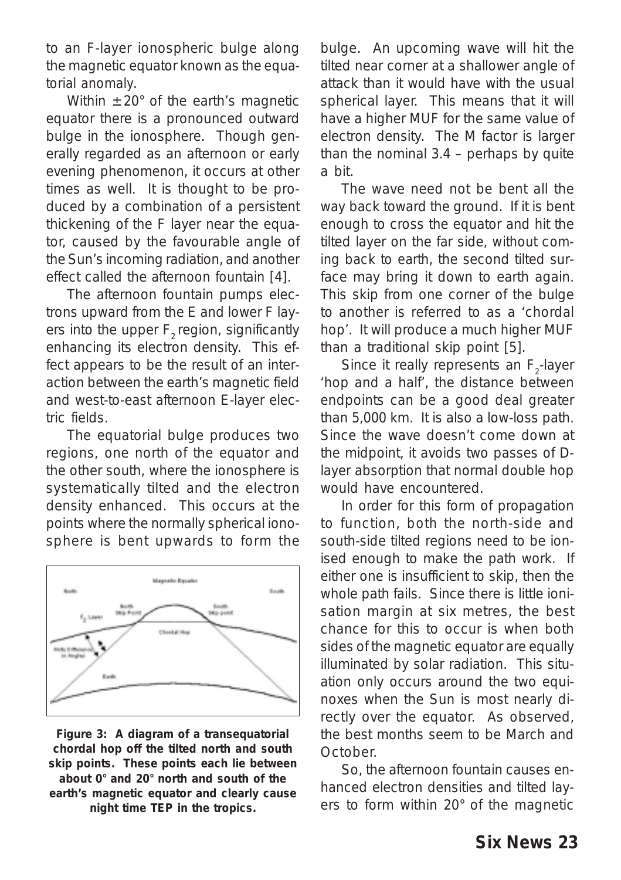to an F-layer ionospheric bulge along the magnetic equator known as the equatorial anomaly.

Within ±20° of the earth's magnetic equator there is a pronounced outward bulge in the ionosphere. Though generally regarded as an afternoon or early evening phenomenon, it occurs at other times as well. It is thought to be produced by a combination of a persistent thickening of the F layer near the equator, caused by the favourable angle of the Sun's incoming radiation, and another effect called the afternoon fountain [4].

The afternoon fountain pumps electrons upward from the E and lower F layers into the upper $F_2$ region, significantly enhancing its electron density. This effect appears to be the result of an interaction between the earth's magnetic field and west-to-east afternoon E-layer electric fields.

The equatorial bulge produces two regions, one north of the equator and the other south, where the ionosphere is systematically tilted and the electron density enhanced. This occurs at the points where the normally spherical ionosphere is bent upwards to form the bulge. An upcoming wave will hit the tilted near corner at a shallower angle of attack than it would have with the usual spherical layer. This means that it will have a higher MUF for the same value of electron density. The M factor is larger than the nominal 3.4 – perhaps by quite a bit.

**Figure 3: A diagram of a transequatorial chordal hop off the tilted north and south skip points. These points each lie between about 0° and 20° north and south of the earth's magnetic equator and clearly cause night time TEP in the tropics.**

The wave need not be bent all the way back toward the ground. If it is bent enough to cross the equator and hit the tilted layer on the far side, without coming back to earth, the second tilted surface may bring it down to earth again. This skip from one corner of the bulge to another is referred to as a 'chordal hop'. It will produce a much higher MUF than a traditional skip point [5].

Since it really represents an $F_2$-layer 'hop and a half', the distance between endpoints can be a good deal greater than 5,000 km. It is also a low-loss path. Since the wave doesn't come down at the midpoint, it avoids two passes of D-layer absorption that normal double hop would have encountered.

In order for this form of propagation to function, both the north-side and south-side tilted regions need to be ionised enough to make the path work. If either one is insufficient to skip, then the whole path fails. Since there is little ionisation margin at six metres, the best chance for this to occur is when both sides of the magnetic equator are equally illuminated by solar radiation. This situation only occurs around the two equinoxes when the Sun is most nearly directly over the equator. As observed, the best months seem to be March and October.

So, the afternoon fountain causes enhanced electron densities and tilted layers to form within 20° of the magnetic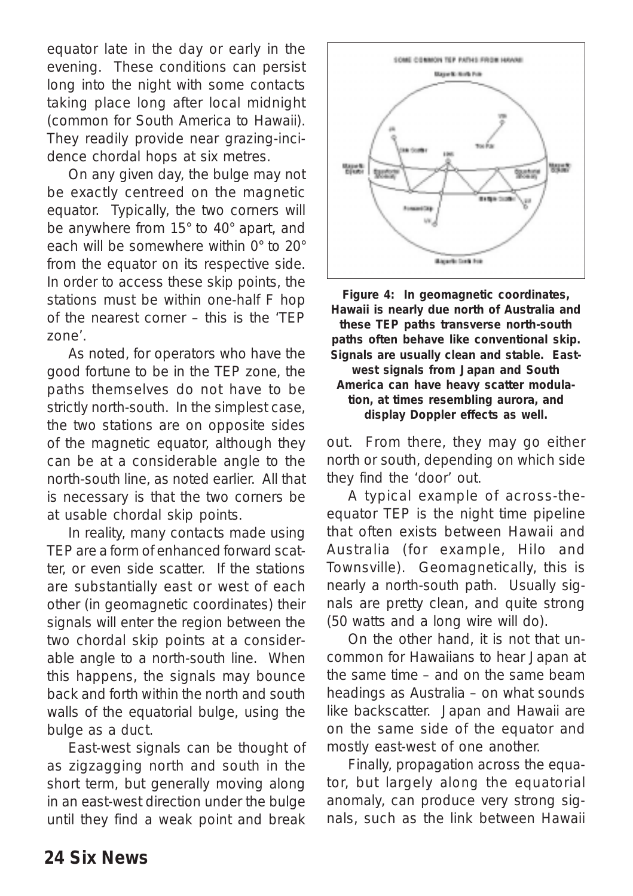equator late in the day or early in the evening. These conditions can persist long into the night with some contacts taking place long after local midnight (common for South America to Hawaii). They readily provide near grazing-incidence chordal hops at six metres.

On any given day, the bulge may not be exactly centreed on the magnetic equator. Typically, the two corners will be anywhere from 15° to 40° apart, and each will be somewhere within 0° to 20° from the equator on its respective side. In order to access these skip points, the stations must be within one-half F hop of the nearest corner – this is the 'TEP zone'.

As noted, for operators who have the good fortune to be in the TEP zone, the paths themselves do not have to be strictly north-south. In the simplest case, the two stations are on opposite sides of the magnetic equator, although they can be at a considerable angle to the north-south line, as noted earlier. All that is necessary is that the two corners be at usable chordal skip points.

In reality, many contacts made using TEP are a form of enhanced forward scatter, or even side scatter. If the stations are substantially east or west of each other (in geomagnetic coordinates) their signals will enter the region between the two chordal skip points at a considerable angle to a north-south line. When this happens, the signals may bounce back and forth within the north and south walls of the equatorial bulge, using the bulge as a duct.

East-west signals can be thought of as zigzagging north and south in the short term, but generally moving along in an east-west direction under the bulge until they find a weak point and break out. From there, they may go either north or south, depending on which side they find the 'door' out.

**Figure 4: In geomagnetic coordinates, Hawaii is nearly due north of Australia and these TEP paths transverse north-south paths often behave like conventional skip. Signals are usually clean and stable. East-west signals from Japan and South America can have heavy scatter modulation, at times resembling aurora, and display Doppler effects as well.**

A typical example of across-the-equator TEP is the night time pipeline that often exists between Hawaii and Australia (for example, Hilo and Townsville). Geomagnetically, this is nearly a north-south path. Usually signals are pretty clean, and quite strong (50 watts and a long wire will do).

On the other hand, it is not that uncommon for Hawaiians to hear Japan at the same time – and on the same beam headings as Australia – on what sounds like backscatter. Japan and Hawaii are on the same side of the equator and mostly east-west of one another.

Finally, propagation across the equator, but largely along the equatorial anomaly, can produce very strong signals, such as the link between Hawaii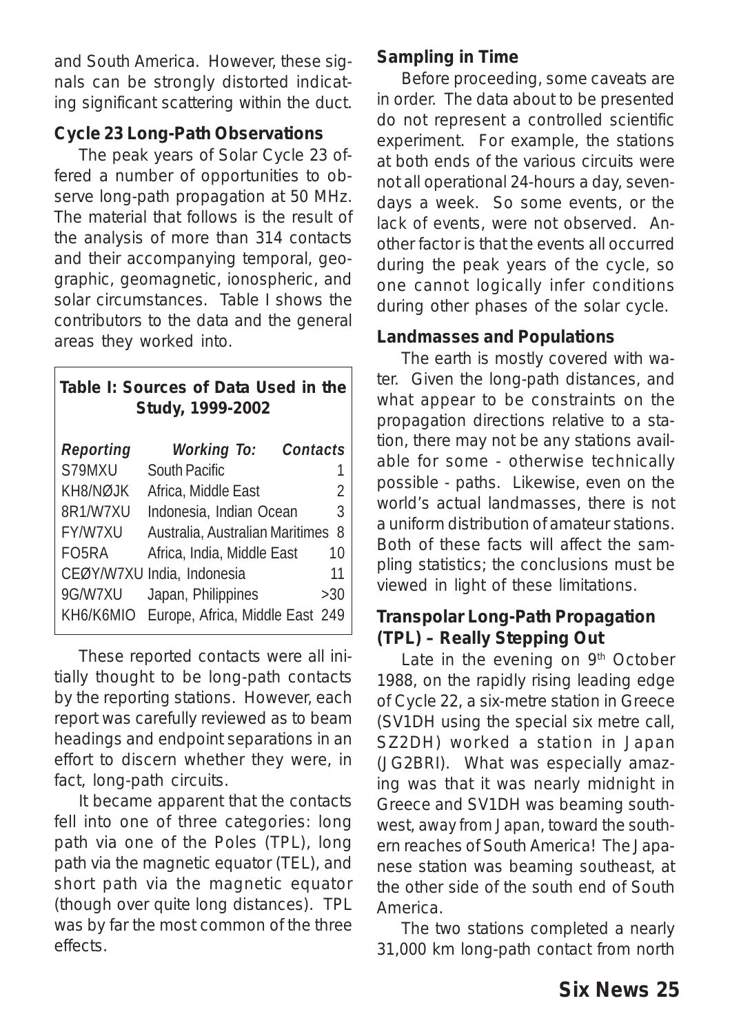and South America. However, these signals can be strongly distorted indicating significant scattering within the duct.

### Cycle 23 Long-Path Observations

The peak years of Solar Cycle 23 offered a number of opportunities to observe long-path propagation at 50 MHz. The material that follows is the result of the analysis of more than 314 contacts and their accompanying temporal, geographic, geomagnetic, ionospheric, and solar circumstances. Table I shows the contributors to the data and the general areas they worked into.

**Table I: Sources of Data Used in the Study, 1999-2002**

| *Reporting* | *Working To:* | *Contacts* |
|---|---|---|
| S79MXU | South Pacific | 1 |
| KH8/NØJK | Africa, Middle East | 2 |
| 8R1/W7XU | Indonesia, Indian Ocean | 3 |
| FY/W7XU | Australia, Australian Maritimes | 8 |
| FO5RA | Africa, India, Middle East | 10 |
| CEØY/W7XU | India, Indonesia | 11 |
| 9G/W7XU | Japan, Philippines | >30 |
| KH6/K6MIO | Europe, Africa, Middle East | 249 |

These reported contacts were all initially thought to be long-path contacts by the reporting stations. However, each report was carefully reviewed as to beam headings and endpoint separations in an effort to discern whether they were, in fact, long-path circuits.

It became apparent that the contacts fell into one of three categories: long path via one of the Poles (TPL), long path via the magnetic equator (TEL), and short path via the magnetic equator (though over quite long distances). TPL was by far the most common of the three effects.

### Sampling in Time

Before proceeding, some caveats are in order. The data about to be presented do not represent a controlled scientific experiment. For example, the stations at both ends of the various circuits were not all operational 24-hours a day, seven-days a week. So some events, or the lack of events, were not observed. Another factor is that the events all occurred during the peak years of the cycle, so one cannot logically infer conditions during other phases of the solar cycle.

### Landmasses and Populations

The earth is mostly covered with water. Given the long-path distances, and what appear to be constraints on the propagation directions relative to a station, there may not be any stations available for some - otherwise technically possible - paths. Likewise, even on the world's actual landmasses, there is not a uniform distribution of amateur stations. Both of these facts will affect the sampling statistics; the conclusions must be viewed in light of these limitations.

### Transpolar Long-Path Propagation (TPL) – Really Stepping Out

Late in the evening on 9th October 1988, on the rapidly rising leading edge of Cycle 22, a six-metre station in Greece (SV1DH using the special six metre call, SZ2DH) worked a station in Japan (JG2BRI). What was especially amazing was that it was nearly midnight in Greece and SV1DH was beaming southwest, away from Japan, toward the southern reaches of South America! The Japanese station was beaming southeast, at the other side of the south end of South America.

The two stations completed a nearly 31,000 km long-path contact from north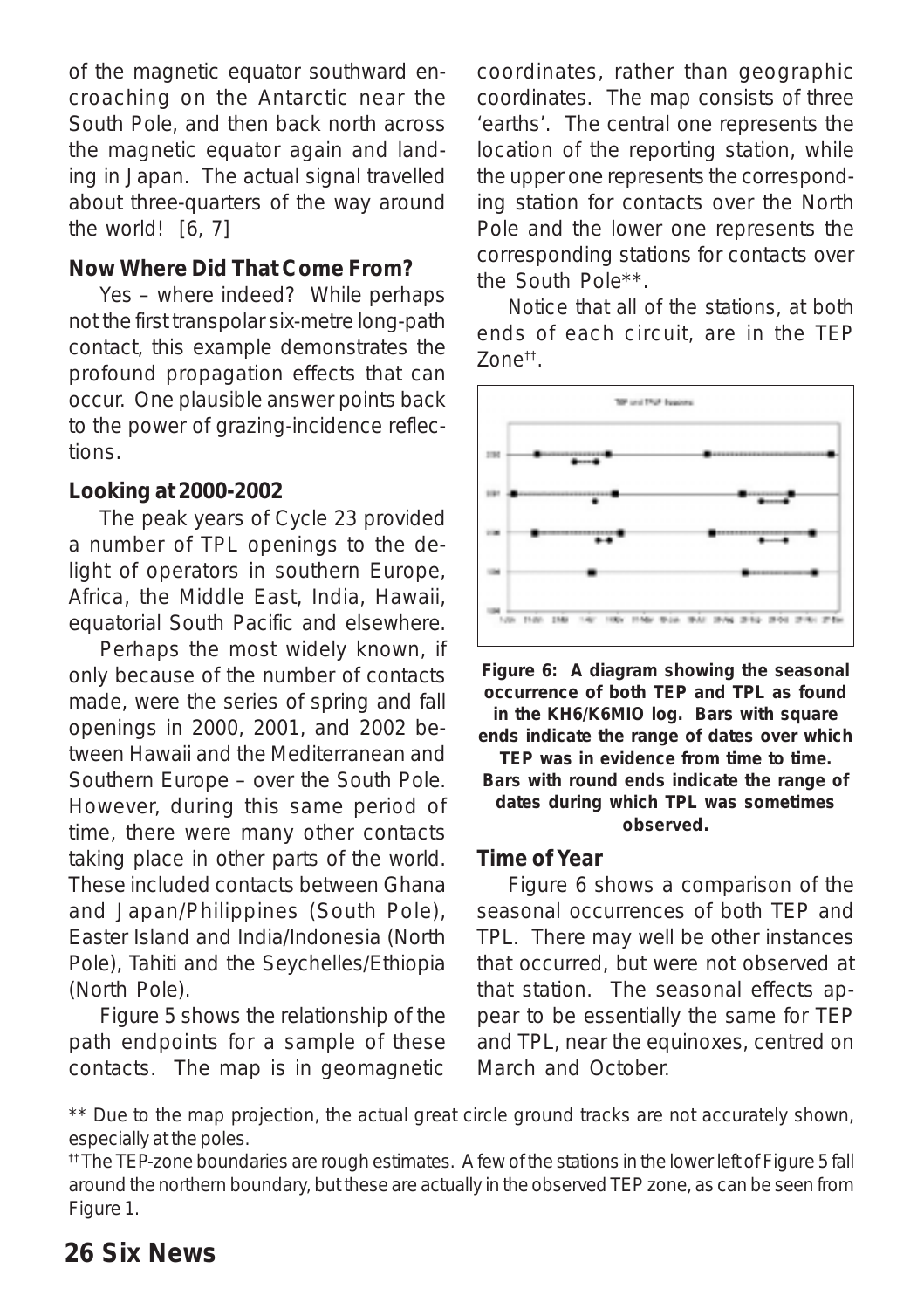of the magnetic equator southward encroaching on the Antarctic near the South Pole, and then back north across the magnetic equator again and landing in Japan. The actual signal travelled about three-quarters of the way around the world! [6, 7]

### Now Where Did That Come From?

Yes – where indeed? While perhaps not the first transpolar six-metre long-path contact, this example demonstrates the profound propagation effects that can occur. One plausible answer points back to the power of grazing-incidence reflections.

### Looking at 2000-2002

The peak years of Cycle 23 provided a number of TPL openings to the delight of operators in southern Europe, Africa, the Middle East, India, Hawaii, equatorial South Pacific and elsewhere.

Perhaps the most widely known, if only because of the number of contacts made, were the series of spring and fall openings in 2000, 2001, and 2002 between Hawaii and the Mediterranean and Southern Europe – over the South Pole. However, during this same period of time, there were many other contacts taking place in other parts of the world. These included contacts between Ghana and Japan/Philippines (South Pole), Easter Island and India/Indonesia (North Pole), Tahiti and the Seychelles/Ethiopia (North Pole).

Figure 5 shows the relationship of the path endpoints for a sample of these contacts. The map is in geomagnetic coordinates, rather than geographic coordinates. The map consists of three 'earths'. The central one represents the location of the reporting station, while the upper one represents the corresponding station for contacts over the North Pole and the lower one represents the corresponding stations for contacts over the South Pole**.

Notice that all of the stations, at both ends of each circuit, are in the TEP Zone††.

**Figure 6: A diagram showing the seasonal occurrence of both TEP and TPL as found in the KH6/K6MIO log. Bars with square ends indicate the range of dates over which TEP was in evidence from time to time. Bars with round ends indicate the range of dates during which TPL was sometimes observed.**

### Time of Year

Figure 6 shows a comparison of the seasonal occurrences of both TEP and TPL. There may well be other instances that occurred, but were not observed at that station. The seasonal effects appear to be essentially the same for TEP and TPL, near the equinoxes, centred on March and October.

** Due to the map projection, the actual great circle ground tracks are not accurately shown, especially at the poles.

†† The TEP-zone boundaries are rough estimates. A few of the stations in the lower left of Figure 5 fall around the northern boundary, but these are actually in the observed TEP zone, as can be seen from Figure 1.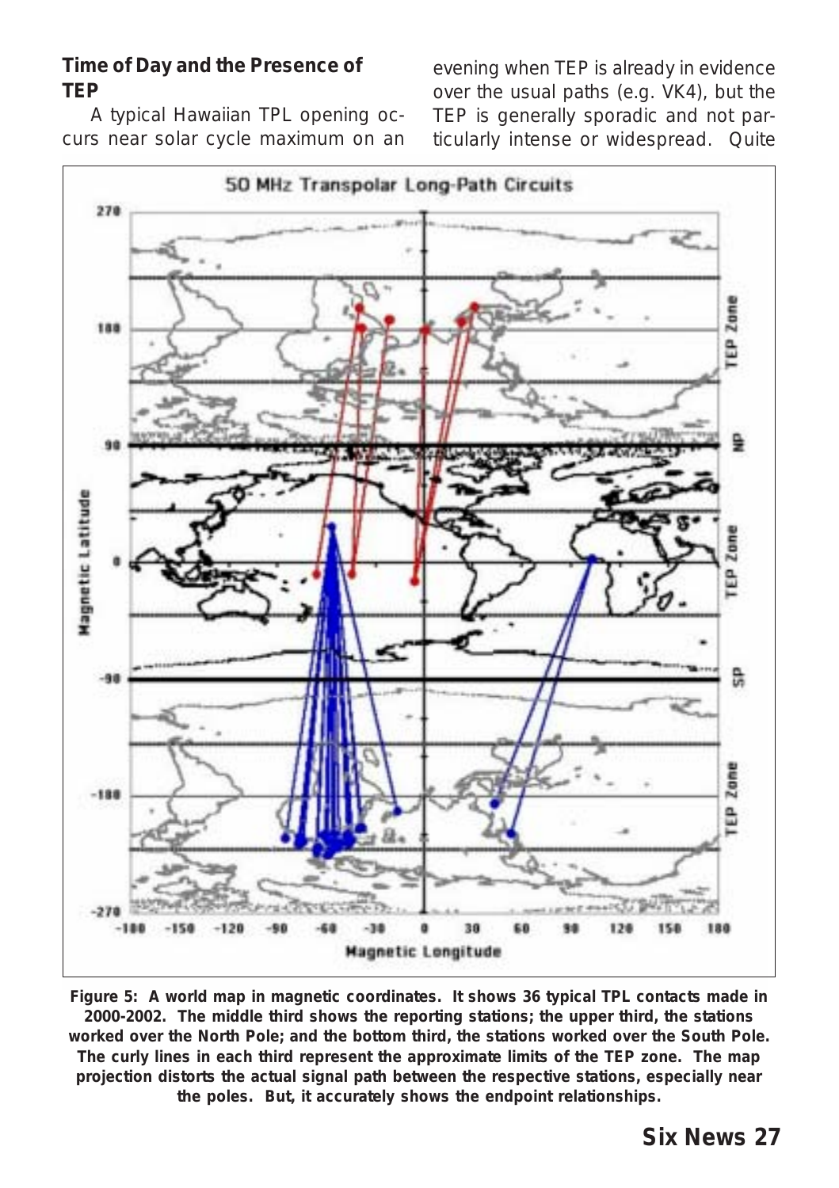### Time of Day and the Presence of TEP

A typical Hawaiian TPL opening occurs near solar cycle maximum on an evening when TEP is already in evidence over the usual paths (e.g. VK4), but the TEP is generally sporadic and not particularly intense or widespread. Quite

**Figure 5: A world map in magnetic coordinates. It shows 36 typical TPL contacts made in 2000-2002. The middle third shows the reporting stations; the upper third, the stations worked over the North Pole; and the bottom third, the stations worked over the South Pole. The curly lines in each third represent the approximate limits of the TEP zone. The map projection distorts the actual signal path between the respective stations, especially near the poles. But, it accurately shows the endpoint relationships.**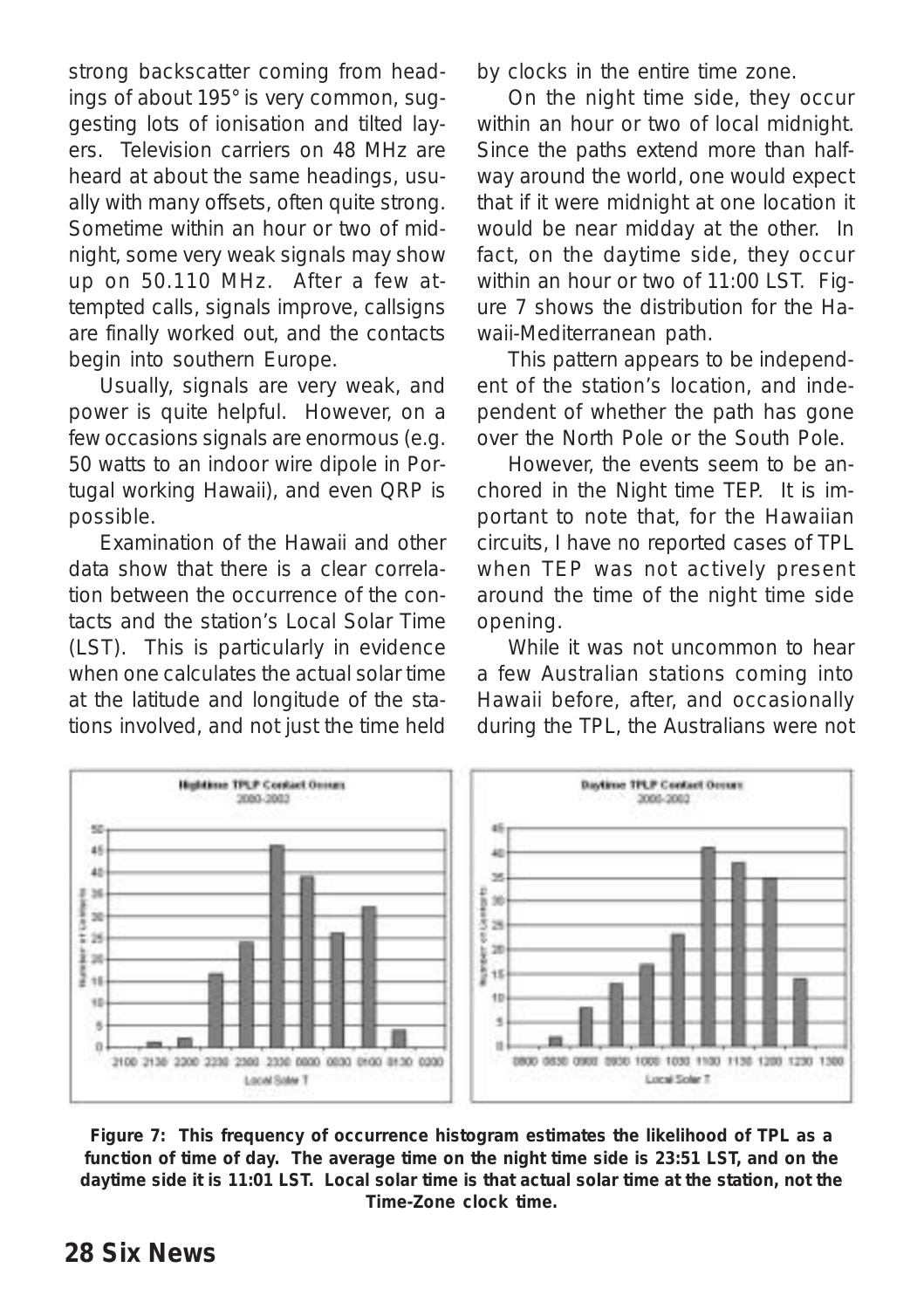strong backscatter coming from headings of about 195° is very common, suggesting lots of ionisation and tilted layers. Television carriers on 48 MHz are heard at about the same headings, usually with many offsets, often quite strong. Sometime within an hour or two of midnight, some very weak signals may show up on 50.110 MHz. After a few attempted calls, signals improve, callsigns are finally worked out, and the contacts begin into southern Europe.

Usually, signals are very weak, and power is quite helpful. However, on a few occasions signals are enormous (e.g. 50 watts to an indoor wire dipole in Portugal working Hawaii), and even QRP is possible.

Examination of the Hawaii and other data show that there is a clear correlation between the occurrence of the contacts and the station's Local Solar Time (LST). This is particularly in evidence when one calculates the actual solar time at the latitude and longitude of the stations involved, and not just the time held by clocks in the entire time zone.

On the night time side, they occur within an hour or two of local midnight. Since the paths extend more than halfway around the world, one would expect that if it were midnight at one location it would be near midday at the other. In fact, on the daytime side, they occur within an hour or two of 11:00 LST. Figure 7 shows the distribution for the Hawaii-Mediterranean path.

This pattern appears to be independent of the station's location, and independent of whether the path has gone over the North Pole or the South Pole.

However, the events seem to be anchored in the Night time TEP. It is important to note that, for the Hawaiian circuits, I have no reported cases of TPL when TEP was not actively present around the time of the night time side opening.

While it was not uncommon to hear a few Australian stations coming into Hawaii before, after, and occasionally during the TPL, the Australians were not

**Figure 7: This frequency of occurrence histogram estimates the likelihood of TPL as a function of time of day. The average time on the night time side is 23:51 LST, and on the daytime side it is 11:01 LST. Local solar time is that actual solar time at the station, not the Time-Zone clock time.**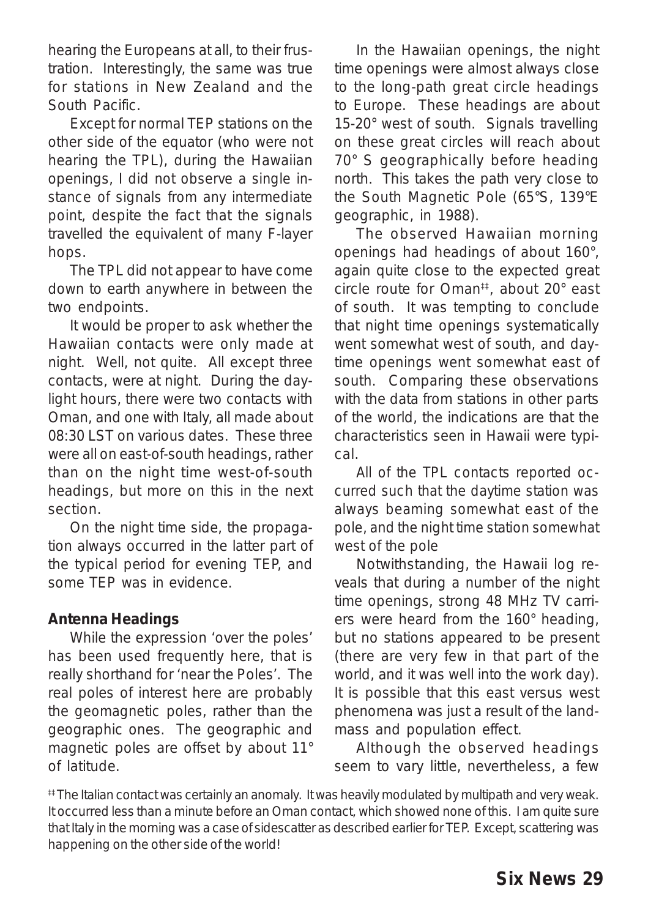hearing the Europeans at all, to their frustration. Interestingly, the same was true for stations in New Zealand and the South Pacific.

Except for normal TEP stations on the other side of the equator (who were not hearing the TPL), during the Hawaiian openings, I did not observe a single instance of signals from any intermediate point, despite the fact that the signals travelled the equivalent of many F-layer hops.

The TPL did not appear to have come down to earth anywhere in between the two endpoints.

It would be proper to ask whether the Hawaiian contacts were only made at night. Well, not quite. All except three contacts, were at night. During the daylight hours, there were two contacts with Oman, and one with Italy, all made about 08:30 LST on various dates. These three were all on east-of-south headings, rather than on the night time west-of-south headings, but more on this in the next section.

On the night time side, the propagation always occurred in the latter part of the typical period for evening TEP, and some TEP was in evidence.

### Antenna Headings

While the expression 'over the poles' has been used frequently here, that is really shorthand for 'near the Poles'. The real poles of interest here are probably the geomagnetic poles, rather than the geographic ones. The geographic and magnetic poles are offset by about 11° of latitude.

In the Hawaiian openings, the night time openings were almost always close to the long-path great circle headings to Europe. These headings are about 15-20° west of south. Signals travelling on these great circles will reach about 70° S geographically before heading north. This takes the path very close to the South Magnetic Pole (65°S, 139°E geographic, in 1988).

The observed Hawaiian morning openings had headings of about 160°, again quite close to the expected great circle route for Oman[‡‡], about 20° east of south. It was tempting to conclude that night time openings systematically went somewhat west of south, and daytime openings went somewhat east of south. Comparing these observations with the data from stations in other parts of the world, the indications are that the characteristics seen in Hawaii were typical.

All of the TPL contacts reported occurred such that the daytime station was always beaming somewhat east of the pole, and the night time station somewhat west of the pole

Notwithstanding, the Hawaii log reveals that during a number of the night time openings, strong 48 MHz TV carriers were heard from the 160° heading, but no stations appeared to be present (there are very few in that part of the world, and it was well into the work day). It is possible that this east versus west phenomena was just a result of the landmass and population effect.

Although the observed headings seem to vary little, nevertheless, a few

[‡‡] The Italian contact was certainly an anomaly. It was heavily modulated by multipath and very weak. It occurred less than a minute before an Oman contact, which showed none of this. I am quite sure that Italy in the morning was a case of sidescatter as described earlier for TEP. Except, scattering was happening on the other side of the world!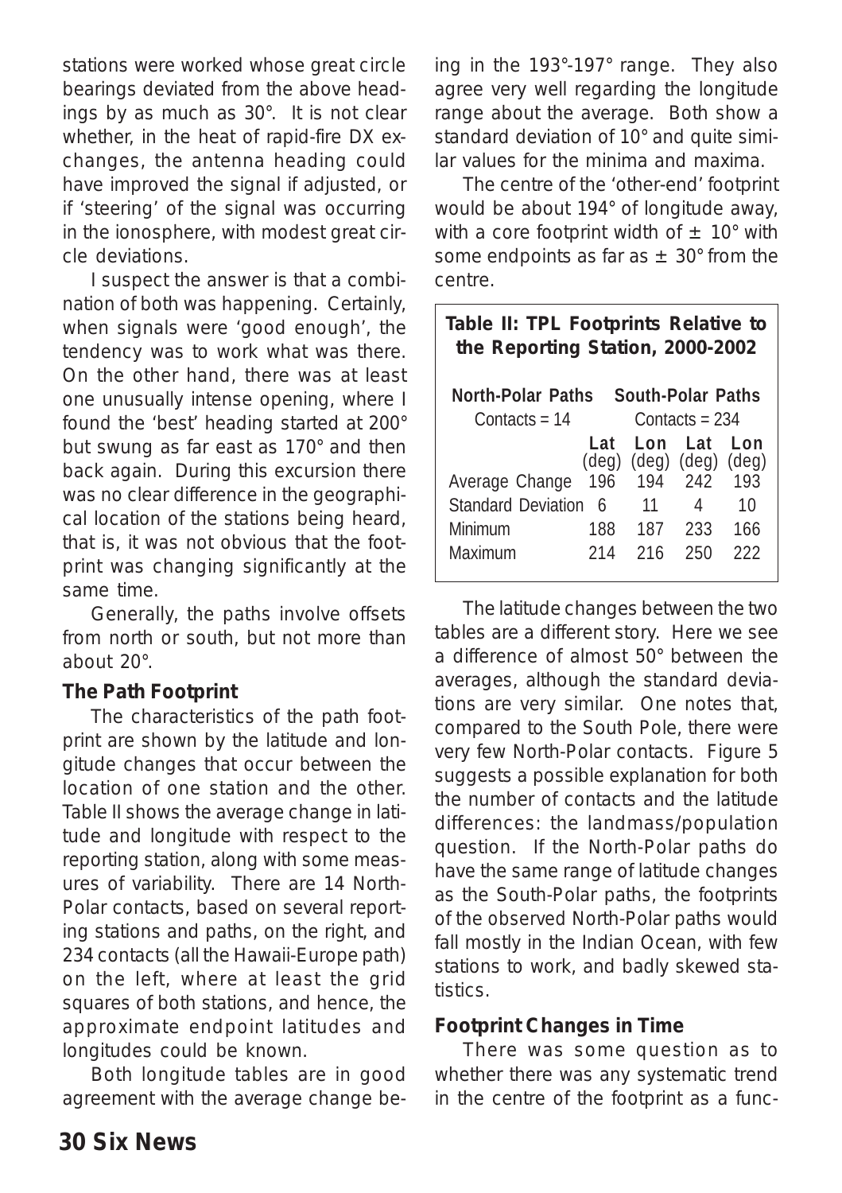stations were worked whose great circle bearings deviated from the above headings by as much as 30°. It is not clear whether, in the heat of rapid-fire DX exchanges, the antenna heading could have improved the signal if adjusted, or if 'steering' of the signal was occurring in the ionosphere, with modest great circle deviations.

I suspect the answer is that a combination of both was happening. Certainly, when signals were 'good enough', the tendency was to work what was there. On the other hand, there was at least one unusually intense opening, where I found the 'best' heading started at 200° but swung as far east as 170° and then back again. During this excursion there was no clear difference in the geographical location of the stations being heard, that is, it was not obvious that the footprint was changing significantly at the same time.

Generally, the paths involve offsets from north or south, but not more than about 20°.

**The Path Footprint**

The characteristics of the path footprint are shown by the latitude and longitude changes that occur between the location of one station and the other. Table II shows the average change in latitude and longitude with respect to the reporting station, along with some measures of variability. There are 14 North-Polar contacts, based on several reporting stations and paths, on the right, and 234 contacts (all the Hawaii-Europe path) on the left, where at least the grid squares of both stations, and hence, the approximate endpoint latitudes and longitudes could be known.

Both longitude tables are in good agreement with the average change being in the 193°-197° range. They also agree very well regarding the longitude range about the average. Both show a standard deviation of 10° and quite similar values for the minima and maxima.

The centre of the 'other-end' footprint would be about 194° of longitude away, with a core footprint width of ± 10° with some endpoints as far as ± 30° from the centre.

**Table II: TPL Footprints Relative to the Reporting Station, 2000-2002**

| | North-Polar Paths | | South-Polar Paths | |
|---|---|---|---|---|
| | Contacts = 14 | | Contacts = 234 | |
| | Lat (deg) | Lon (deg) | Lat (deg) | Lon (deg) |
| Average Change | 196 | 194 | 242 | 193 |
| Standard Deviation | 6 | 11 | 4 | 10 |
| Minimum | 188 | 187 | 233 | 166 |
| Maximum | 214 | 216 | 250 | 222 |

The latitude changes between the two tables are a different story. Here we see a difference of almost 50° between the averages, although the standard deviations are very similar. One notes that, compared to the South Pole, there were very few North-Polar contacts. Figure 5 suggests a possible explanation for both the number of contacts and the latitude differences: the landmass/population question. If the North-Polar paths do have the same range of latitude changes as the South-Polar paths, the footprints of the observed North-Polar paths would fall mostly in the Indian Ocean, with few stations to work, and badly skewed statistics.

**Footprint Changes in Time**

There was some question as to whether there was any systematic trend in the centre of the footprint as a func-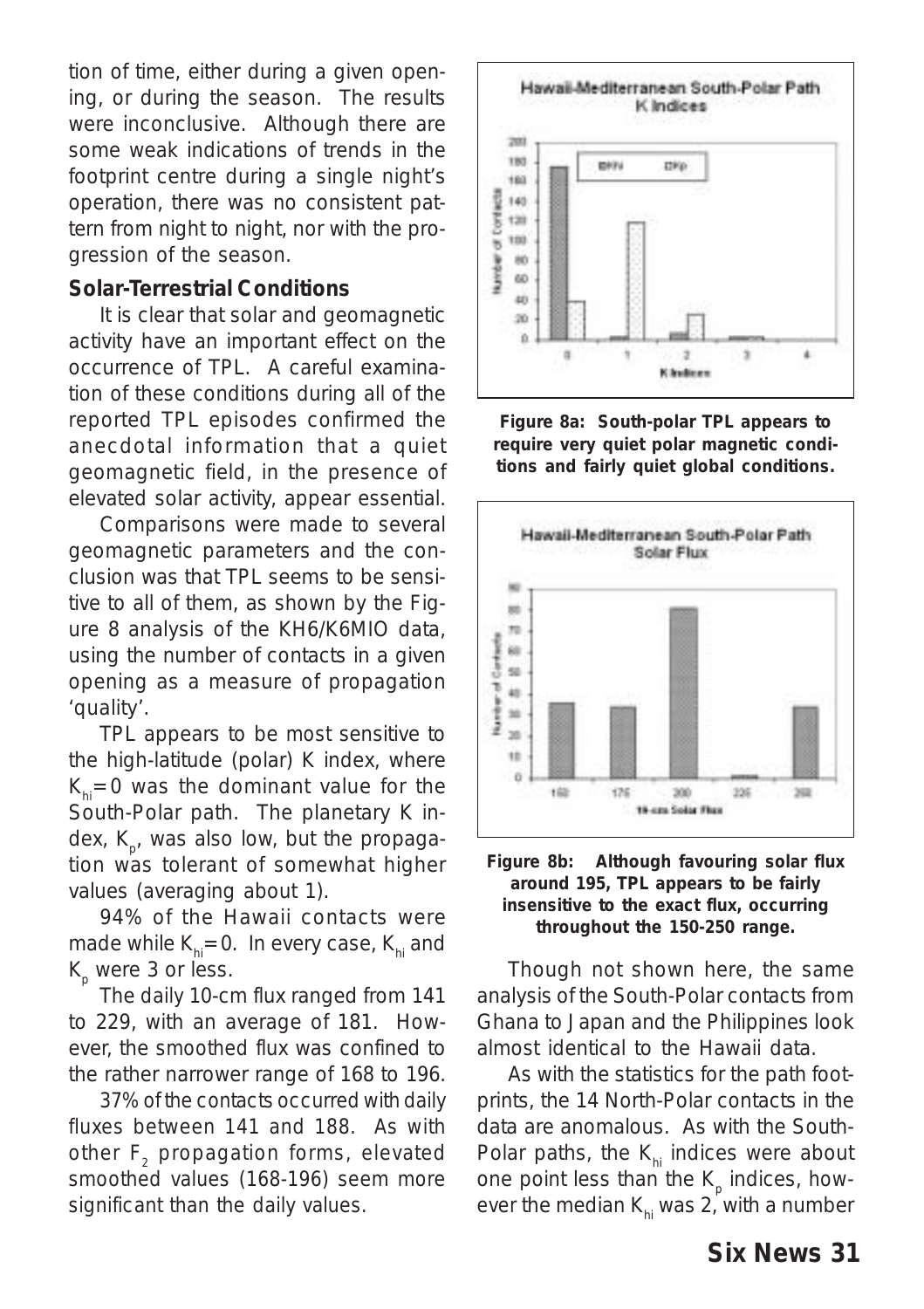tion of time, either during a given opening, or during the season. The results were inconclusive. Although there are some weak indications of trends in the footprint centre during a single night's operation, there was no consistent pattern from night to night, nor with the progression of the season.

### Solar-Terrestrial Conditions

It is clear that solar and geomagnetic activity have an important effect on the occurrence of TPL. A careful examination of these conditions during all of the reported TPL episodes confirmed the anecdotal information that a quiet geomagnetic field, in the presence of elevated solar activity, appear essential.

Comparisons were made to several geomagnetic parameters and the conclusion was that TPL seems to be sensitive to all of them, as shown by the Figure 8 analysis of the KH6/K6MIO data, using the number of contacts in a given opening as a measure of propagation 'quality'.

TPL appears to be most sensitive to the high-latitude (polar) K index, where $K_{hi}$=0 was the dominant value for the South-Polar path. The planetary K index, $K_p$, was also low, but the propagation was tolerant of somewhat higher values (averaging about 1).

94% of the Hawaii contacts were made while $K_{hi}$=0. In every case, $K_{hi}$ and $K_p$ were 3 or less.

The daily 10-cm flux ranged from 141 to 229, with an average of 181. However, the smoothed flux was confined to the rather narrower range of 168 to 196.

37% of the contacts occurred with daily fluxes between 141 and 188. As with other $F_2$ propagation forms, elevated smoothed values (168-196) seem more significant than the daily values.

**Figure 8a: South-polar TPL appears to require very quiet polar magnetic conditions and fairly quiet global conditions.**

**Figure 8b: Although favouring solar flux around 195, TPL appears to be fairly insensitive to the exact flux, occurring throughout the 150-250 range.**

Though not shown here, the same analysis of the South-Polar contacts from Ghana to Japan and the Philippines look almost identical to the Hawaii data.

As with the statistics for the path footprints, the 14 North-Polar contacts in the data are anomalous. As with the South-Polar paths, the $K_{hi}$ indices were about one point less than the $K_p$ indices, however the median $K_{hi}$ was 2, with a number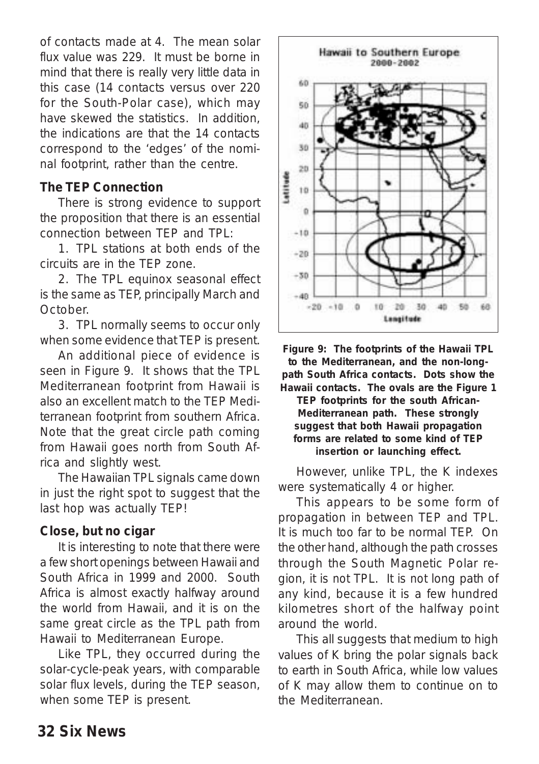of contacts made at 4. The mean solar flux value was 229. It must be borne in mind that there is really very little data in this case (14 contacts versus over 220 for the South-Polar case), which may have skewed the statistics. In addition, the indications are that the 14 contacts correspond to the 'edges' of the nominal footprint, rather than the centre.

### The TEP Connection

There is strong evidence to support the proposition that there is an essential connection between TEP and TPL:

1. TPL stations at both ends of the circuits are in the TEP zone.

2. The TPL equinox seasonal effect is the same as TEP, principally March and October.

3. TPL normally seems to occur only when some evidence that TEP is present.

An additional piece of evidence is seen in Figure 9. It shows that the TPL Mediterranean footprint from Hawaii is also an excellent match to the TEP Mediterranean footprint from southern Africa. Note that the great circle path coming from Hawaii goes north from South Africa and slightly west.

The Hawaiian TPL signals came down in just the right spot to suggest that the last hop was actually TEP!

### Close, but no cigar

It is interesting to note that there were a few short openings between Hawaii and South Africa in 1999 and 2000. South Africa is almost exactly halfway around the world from Hawaii, and it is on the same great circle as the TPL path from Hawaii to Mediterranean Europe.

Like TPL, they occurred during the solar-cycle-peak years, with comparable solar flux levels, during the TEP season, when some TEP is present.

**Figure 9: The footprints of the Hawaii TPL to the Mediterranean, and the non-long-path South Africa contacts. Dots show the Hawaii contacts. The ovals are the Figure 1 TEP footprints for the south African-Mediterranean path. These strongly suggest that both Hawaii propagation forms are related to some kind of TEP insertion or launching effect.**

However, unlike TPL, the K indexes were systematically 4 or higher.

This appears to be some form of propagation in between TEP and TPL. It is much too far to be normal TEP. On the other hand, although the path crosses through the South Magnetic Polar region, it is not TPL. It is not long path of any kind, because it is a few hundred kilometres short of the halfway point around the world.

This all suggests that medium to high values of K bring the polar signals back to earth in South Africa, while low values of K may allow them to continue on to the Mediterranean.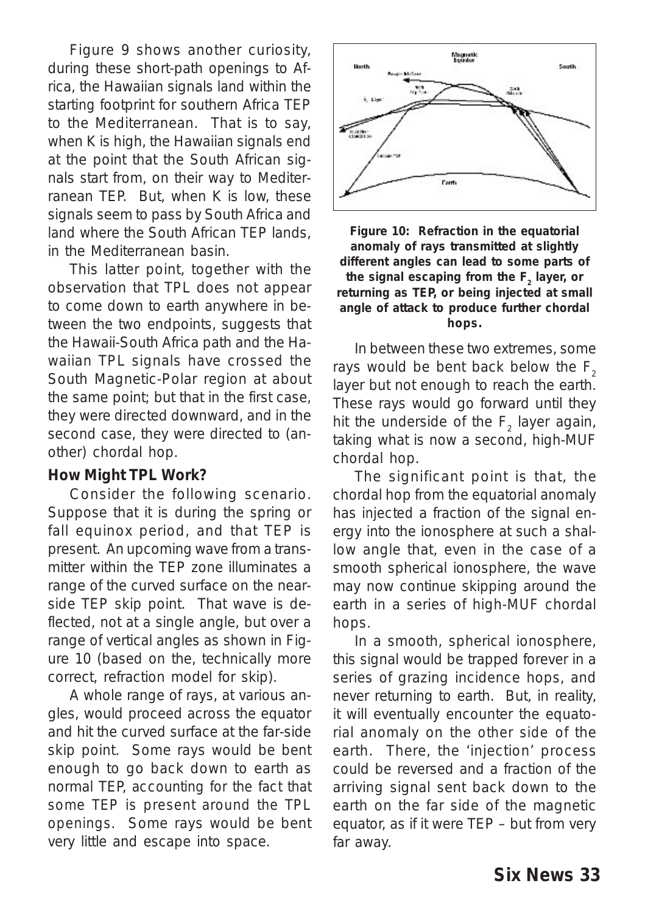Figure 9 shows another curiosity, during these short-path openings to Africa, the Hawaiian signals land within the starting footprint for southern Africa TEP to the Mediterranean. That is to say, when K is high, the Hawaiian signals end at the point that the South African signals start from, on their way to Mediterranean TEP. But, when K is low, these signals seem to pass by South Africa and land where the South African TEP lands, in the Mediterranean basin.

This latter point, together with the observation that TPL does not appear to come down to earth anywhere in between the two endpoints, suggests that the Hawaii-South Africa path and the Hawaiian TPL signals have crossed the South Magnetic-Polar region at about the same point; but that in the first case, they were directed downward, and in the second case, they were directed to (another) chordal hop.

### How Might TPL Work?

Consider the following scenario. Suppose that it is during the spring or fall equinox period, and that TEP is present. An upcoming wave from a transmitter within the TEP zone illuminates a range of the curved surface on the near-side TEP skip point. That wave is deflected, not at a single angle, but over a range of vertical angles as shown in Figure 10 (based on the, technically more correct, refraction model for skip).

A whole range of rays, at various angles, would proceed across the equator and hit the curved surface at the far-side skip point. Some rays would be bent enough to go back down to earth as normal TEP, accounting for the fact that some TEP is present around the TPL openings. Some rays would be bent very little and escape into space.

**Figure 10: Refraction in the equatorial anomaly of rays transmitted at slightly different angles can lead to some parts of the signal escaping from the $F_2$ layer, or returning as TEP, or being injected at small angle of attack to produce further chordal hops.**

In between these two extremes, some rays would be bent back below the $F_2$ layer but not enough to reach the earth. These rays would go forward until they hit the underside of the $F_2$ layer again, taking what is now a second, high-MUF chordal hop.

The significant point is that, the chordal hop from the equatorial anomaly has injected a fraction of the signal energy into the ionosphere at such a shallow angle that, even in the case of a smooth spherical ionosphere, the wave may now continue skipping around the earth in a series of high-MUF chordal hops.

In a smooth, spherical ionosphere, this signal would be trapped forever in a series of grazing incidence hops, and never returning to earth. But, in reality, it will eventually encounter the equatorial anomaly on the other side of the earth. There, the 'injection' process could be reversed and a fraction of the arriving signal sent back down to the earth on the far side of the magnetic equator, as if it were TEP – but from very far away.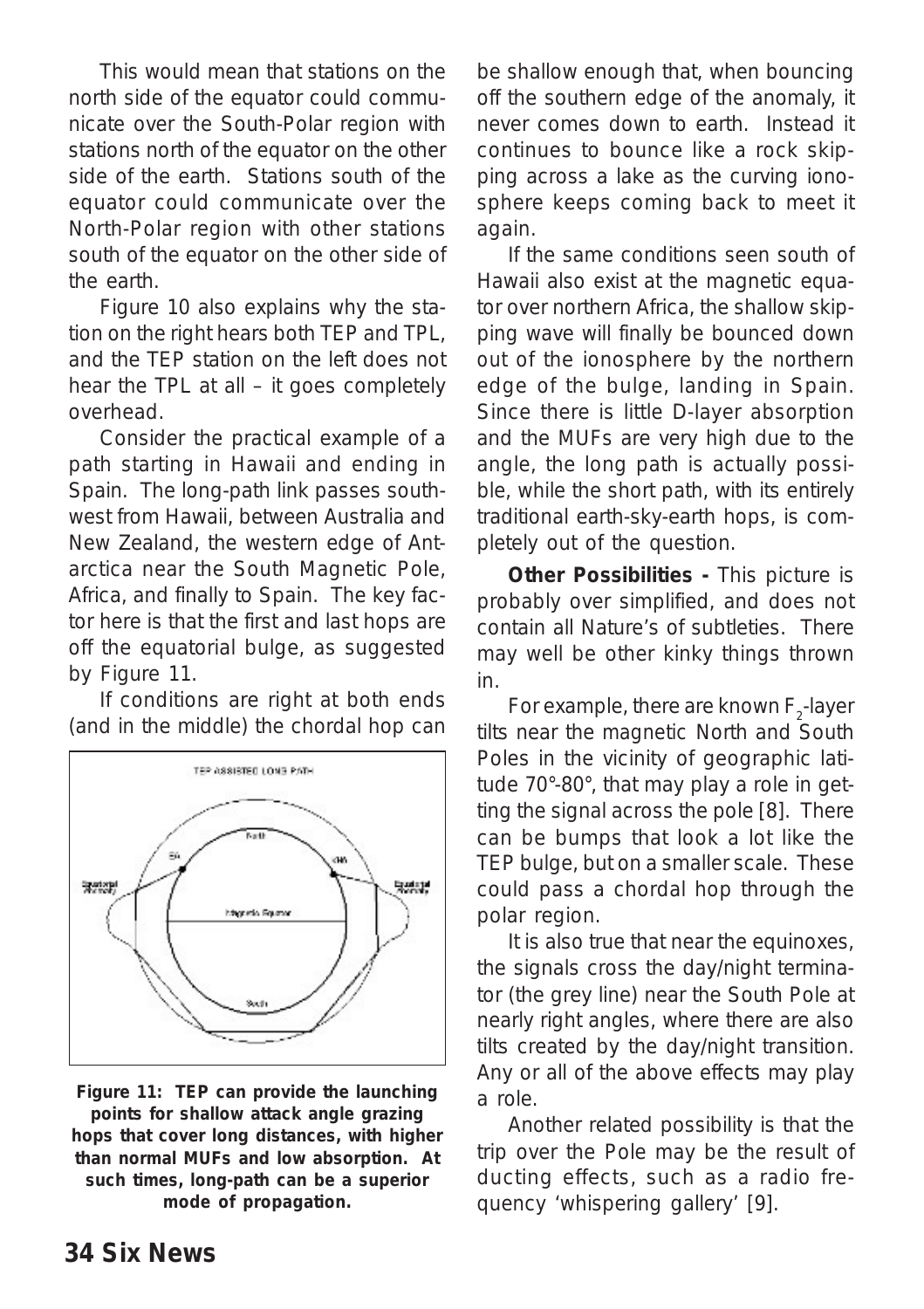This would mean that stations on the north side of the equator could communicate over the South-Polar region with stations north of the equator on the other side of the earth. Stations south of the equator could communicate over the North-Polar region with other stations south of the equator on the other side of the earth.

Figure 10 also explains why the station on the right hears both TEP and TPL, and the TEP station on the left does not hear the TPL at all – it goes completely overhead.

Consider the practical example of a path starting in Hawaii and ending in Spain. The long-path link passes southwest from Hawaii, between Australia and New Zealand, the western edge of Antarctica near the South Magnetic Pole, Africa, and finally to Spain. The key factor here is that the first and last hops are off the equatorial bulge, as suggested by Figure 11.

If conditions are right at both ends (and in the middle) the chordal hop can be shallow enough that, when bouncing off the southern edge of the anomaly, it never comes down to earth. Instead it continues to bounce like a rock skipping across a lake as the curving ionosphere keeps coming back to meet it again.

**Figure 11: TEP can provide the launching points for shallow attack angle grazing hops that cover long distances, with higher than normal MUFs and low absorption. At such times, long-path can be a superior mode of propagation.**

If the same conditions seen south of Hawaii also exist at the magnetic equator over northern Africa, the shallow skipping wave will finally be bounced down out of the ionosphere by the northern edge of the bulge, landing in Spain. Since there is little D-layer absorption and the MUFs are very high due to the angle, the long path is actually possible, while the short path, with its entirely traditional earth-sky-earth hops, is completely out of the question.

**Other Possibilities -** This picture is probably over simplified, and does not contain all Nature's of subtleties. There may well be other kinky things thrown in.

For example, there are known $F_2$-layer tilts near the magnetic North and South Poles in the vicinity of geographic latitude 70°-80°, that may play a role in getting the signal across the pole [8]. There can be bumps that look a lot like the TEP bulge, but on a smaller scale. These could pass a chordal hop through the polar region.

It is also true that near the equinoxes, the signals cross the day/night terminator (the grey line) near the South Pole at nearly right angles, where there are also tilts created by the day/night transition. Any or all of the above effects may play a role.

Another related possibility is that the trip over the Pole may be the result of ducting effects, such as a radio frequency 'whispering gallery' [9].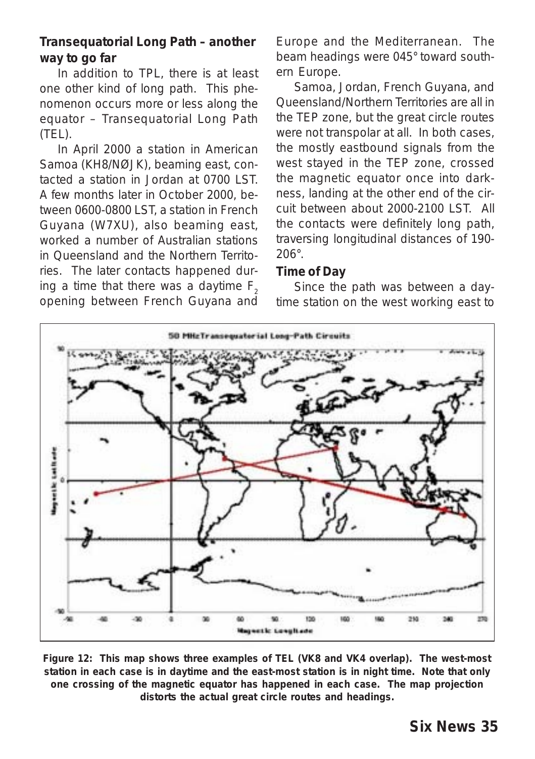**Transequatorial Long Path – another way to go far**

In addition to TPL, there is at least one other kind of long path. This phenomenon occurs more or less along the equator – Transequatorial Long Path (TEL).

In April 2000 a station in American Samoa (KH8/NØJK), beaming east, contacted a station in Jordan at 0700 LST. A few months later in October 2000, between 0600-0800 LST, a station in French Guyana (W7XU), also beaming east, worked a number of Australian stations in Queensland and the Northern Territories. The later contacts happened during a time that there was a daytime $F_2$ opening between French Guyana and Europe and the Mediterranean. The beam headings were 045° toward southern Europe.

Samoa, Jordan, French Guyana, and Queensland/Northern Territories are all in the TEP zone, but the great circle routes were not transpolar at all. In both cases, the mostly eastbound signals from the west stayed in the TEP zone, crossed the magnetic equator once into darkness, landing at the other end of the circuit between about 2000-2100 LST. All the contacts were definitely long path, traversing longitudinal distances of 190-206°.

**Time of Day**

Since the path was between a daytime station on the west working east to

**Figure 12: This map shows three examples of TEL (VK8 and VK4 overlap). The west-most station in each case is in daytime and the east-most station is in night time. Note that only one crossing of the magnetic equator has happened in each case. The map projection distorts the actual great circle routes and headings.**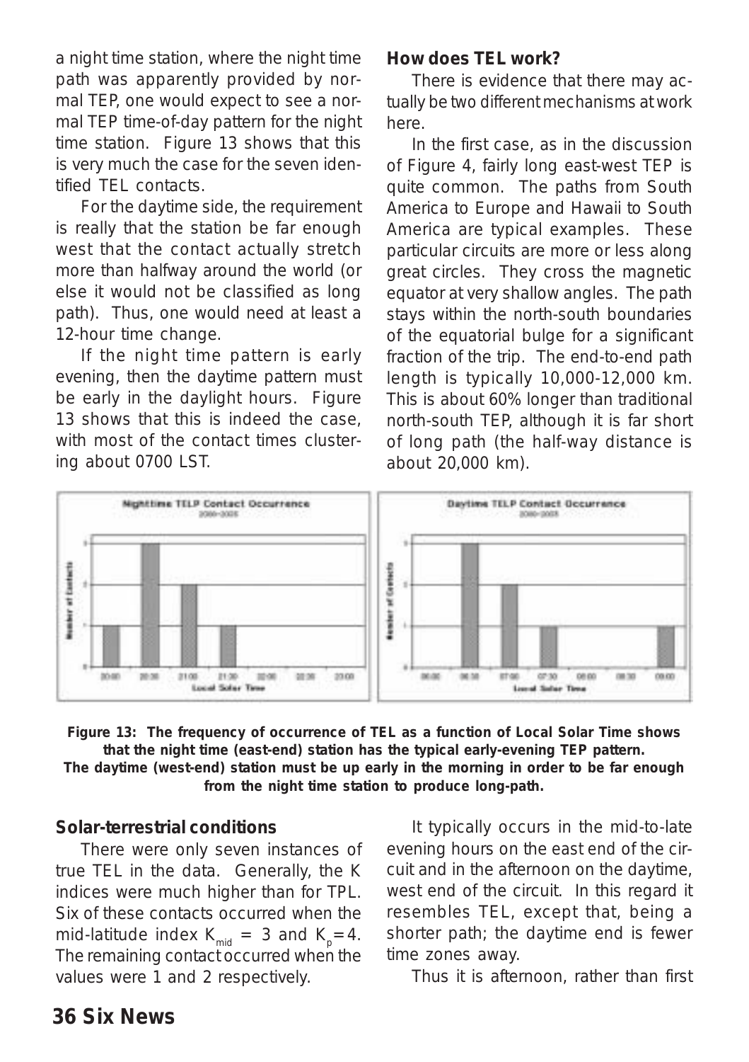a night time station, where the night time path was apparently provided by normal TEP, one would expect to see a normal TEP time-of-day pattern for the night time station. Figure 13 shows that this is very much the case for the seven identified TEL contacts.

For the daytime side, the requirement is really that the station be far enough west that the contact actually stretch more than halfway around the world (or else it would not be classified as long path). Thus, one would need at least a 12-hour time change.

If the night time pattern is early evening, then the daytime pattern must be early in the daylight hours. Figure 13 shows that this is indeed the case, with most of the contact times clustering about 0700 LST.

### How does TEL work?

There is evidence that there may actually be two different mechanisms at work here.

In the first case, as in the discussion of Figure 4, fairly long east-west TEP is quite common. The paths from South America to Europe and Hawaii to South America are typical examples. These particular circuits are more or less along great circles. They cross the magnetic equator at very shallow angles. The path stays within the north-south boundaries of the equatorial bulge for a significant fraction of the trip. The end-to-end path length is typically 10,000-12,000 km. This is about 60% longer than traditional north-south TEP, although it is far short of long path (the half-way distance is about 20,000 km).

**Figure 13: The frequency of occurrence of TEL as a function of Local Solar Time shows that the night time (east-end) station has the typical early-evening TEP pattern. The daytime (west-end) station must be up early in the morning in order to be far enough from the night time station to produce long-path.**

### Solar-terrestrial conditions

There were only seven instances of true TEL in the data. Generally, the K indices were much higher than for TPL. Six of these contacts occurred when the mid-latitude index $K_{mid}$ = 3 and $K_p$=4. The remaining contact occurred when the values were 1 and 2 respectively.

It typically occurs in the mid-to-late evening hours on the east end of the circuit and in the afternoon on the daytime, west end of the circuit. In this regard it resembles TEL, except that, being a shorter path; the daytime end is fewer time zones away.

Thus it is afternoon, rather than first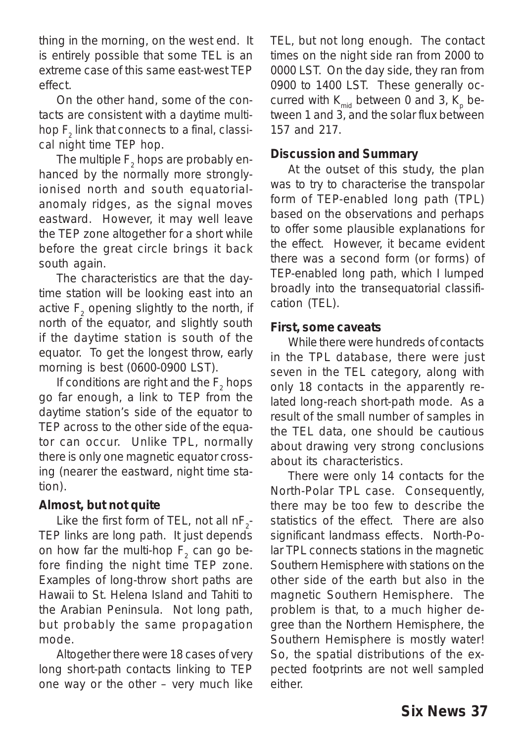thing in the morning, on the west end. It is entirely possible that some TEL is an extreme case of this same east-west TEP effect.

On the other hand, some of the contacts are consistent with a daytime multihop $F_2$ link that connects to a final, classical night time TEP hop.

The multiple $F_2$ hops are probably enhanced by the normally more strongly-ionised north and south equatorial-anomaly ridges, as the signal moves eastward. However, it may well leave the TEP zone altogether for a short while before the great circle brings it back south again.

The characteristics are that the daytime station will be looking east into an active $F_2$ opening slightly to the north, if north of the equator, and slightly south if the daytime station is south of the equator. To get the longest throw, early morning is best (0600-0900 LST).

If conditions are right and the $F_2$ hops go far enough, a link to TEP from the daytime station's side of the equator to TEP across to the other side of the equator can occur. Unlike TPL, normally there is only one magnetic equator crossing (nearer the eastward, night time station).

### Almost, but not quite

Like the first form of TEL, not all $nF_2$-TEP links are long path. It just depends on how far the multi-hop $F_2$ can go before finding the night time TEP zone. Examples of long-throw short paths are Hawaii to St. Helena Island and Tahiti to the Arabian Peninsula. Not long path, but probably the same propagation mode.

Altogether there were 18 cases of very long short-path contacts linking to TEP one way or the other – very much like TEL, but not long enough. The contact times on the night side ran from 2000 to 0000 LST. On the day side, they ran from 0900 to 1400 LST. These generally occurred with $K_{mid}$ between 0 and 3, $K_p$ between 1 and 3, and the solar flux between 157 and 217.

### Discussion and Summary

At the outset of this study, the plan was to try to characterise the transpolar form of TEP-enabled long path (TPL) based on the observations and perhaps to offer some plausible explanations for the effect. However, it became evident there was a second form (or forms) of TEP-enabled long path, which I lumped broadly into the transequatorial classification (TEL).

### First, some caveats

While there were hundreds of contacts in the TPL database, there were just seven in the TEL category, along with only 18 contacts in the apparently related long-reach short-path mode. As a result of the small number of samples in the TEL data, one should be cautious about drawing very strong conclusions about its characteristics.

There were only 14 contacts for the North-Polar TPL case. Consequently, there may be too few to describe the statistics of the effect. There are also significant landmass effects. North-Polar TPL connects stations in the magnetic Southern Hemisphere with stations on the other side of the earth but also in the magnetic Southern Hemisphere. The problem is that, to a much higher degree than the Northern Hemisphere, the Southern Hemisphere is mostly water! So, the spatial distributions of the expected footprints are not well sampled either.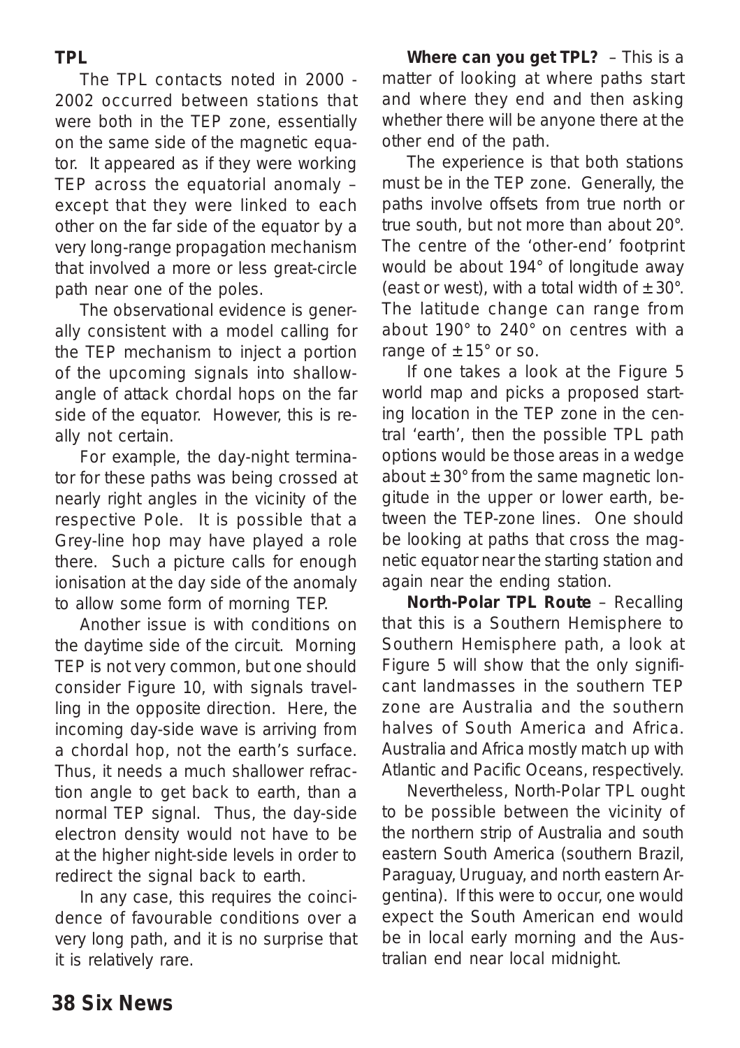## TPL

The TPL contacts noted in 2000 - 2002 occurred between stations that were both in the TEP zone, essentially on the same side of the magnetic equator. It appeared as if they were working TEP across the equatorial anomaly – except that they were linked to each other on the far side of the equator by a very long-range propagation mechanism that involved a more or less great-circle path near one of the poles.

The observational evidence is generally consistent with a model calling for the TEP mechanism to inject a portion of the upcoming signals into shallow-angle of attack chordal hops on the far side of the equator. However, this is really not certain.

For example, the day-night terminator for these paths was being crossed at nearly right angles in the vicinity of the respective Pole. It is possible that a Grey-line hop may have played a role there. Such a picture calls for enough ionisation at the day side of the anomaly to allow some form of morning TEP.

Another issue is with conditions on the daytime side of the circuit. Morning TEP is not very common, but one should consider Figure 10, with signals travelling in the opposite direction. Here, the incoming day-side wave is arriving from a chordal hop, not the earth's surface. Thus, it needs a much shallower refraction angle to get back to earth, than a normal TEP signal. Thus, the day-side electron density would not have to be at the higher night-side levels in order to redirect the signal back to earth.

In any case, this requires the coincidence of favourable conditions over a very long path, and it is no surprise that it is relatively rare.

**Where can you get TPL?** – This is a matter of looking at where paths start and where they end and then asking whether there will be anyone there at the other end of the path.

The experience is that both stations must be in the TEP zone. Generally, the paths involve offsets from true north or true south, but not more than about 20°. The centre of the 'other-end' footprint would be about 194° of longitude away (east or west), with a total width of ±30°. The latitude change can range from about 190° to 240° on centres with a range of ±15° or so.

If one takes a look at the Figure 5 world map and picks a proposed starting location in the TEP zone in the central 'earth', then the possible TPL path options would be those areas in a wedge about ±30° from the same magnetic longitude in the upper or lower earth, between the TEP-zone lines. One should be looking at paths that cross the magnetic equator near the starting station and again near the ending station.

**North-Polar TPL Route** – Recalling that this is a Southern Hemisphere to Southern Hemisphere path, a look at Figure 5 will show that the only significant landmasses in the southern TEP zone are Australia and the southern halves of South America and Africa. Australia and Africa mostly match up with Atlantic and Pacific Oceans, respectively.

Nevertheless, North-Polar TPL ought to be possible between the vicinity of the northern strip of Australia and south eastern South America (southern Brazil, Paraguay, Uruguay, and north eastern Argentina). If this were to occur, one would expect the South American end would be in local early morning and the Australian end near local midnight.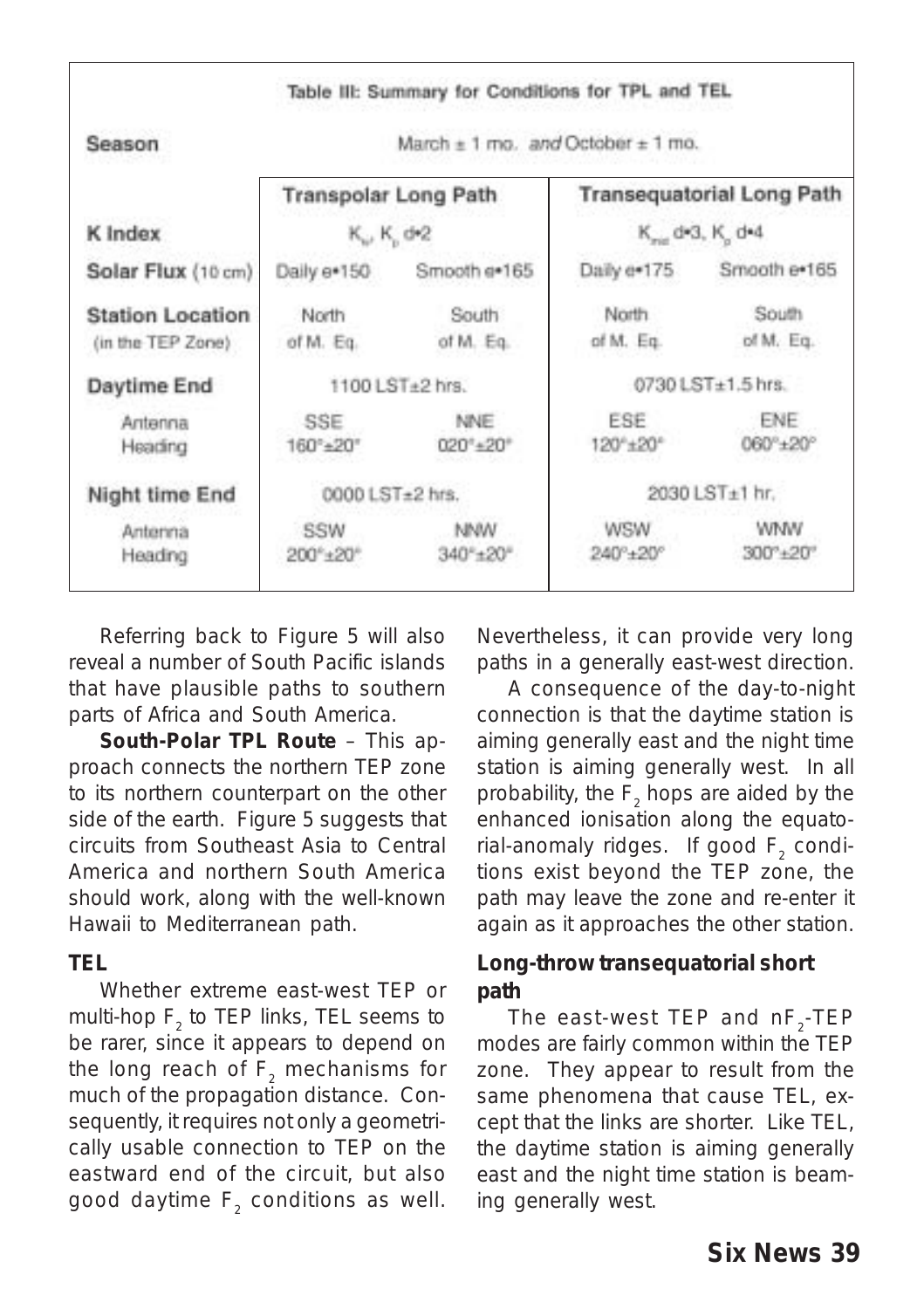| Table III: Summary for Conditions for TPL and TEL | | | | |
|---|---|---|---|---|
| **Season** | March ± 1 mo. *and* October ± 1 mo. | | | |
| | **Transpolar Long Path** | | **Transequatorial Long Path** | |
| **K Index** | $K_w$, $K_p$ d•2 | | $K_{mid}$ d•3, $K_p$ d•4 | |
| **Solar Flux** (10 cm) | Daily e•150 | Smooth e•165 | Daily e•175 | Smooth e•165 |
| **Station Location** (in the TEP Zone) | North of M. Eq. | South of M. Eq. | North of M. Eq. | South of M. Eq. |
| **Daytime End** | 1100 LST±2 hrs. | | 0730 LST±1.5 hrs. | |
| Antenna Heading | SSE 160°±20° | NNE 020°±20° | ESE 120°±20° | ENE 060°±20° |
| **Night time End** | 0000 LST±2 hrs. | | 2030 LST±1 hr. | |
| Antenna Heading | SSW 200°±20° | NNW 340°±20° | WSW 240°±20° | WNW 300°±20° |

Referring back to Figure 5 will also reveal a number of South Pacific islands that have plausible paths to southern parts of Africa and South America.

**South-Polar TPL Route** – This approach connects the northern TEP zone to its northern counterpart on the other side of the earth. Figure 5 suggests that circuits from Southeast Asia to Central America and northern South America should work, along with the well-known Hawaii to Mediterranean path.

### TEL

Whether extreme east-west TEP or multi-hop $F_2$ to TEP links, TEL seems to be rarer, since it appears to depend on the long reach of $F_2$ mechanisms for much of the propagation distance. Consequently, it requires not only a geometrically usable connection to TEP on the eastward end of the circuit, but also good daytime $F_2$ conditions as well. Nevertheless, it can provide very long paths in a generally east-west direction.

A consequence of the day-to-night connection is that the daytime station is aiming generally east and the night time station is aiming generally west. In all probability, the $F_2$ hops are aided by the enhanced ionisation along the equatorial-anomaly ridges. If good $F_2$ conditions exist beyond the TEP zone, the path may leave the zone and re-enter it again as it approaches the other station.

### Long-throw transequatorial short path

The east-west TEP and $nF_2$-TEP modes are fairly common within the TEP zone. They appear to result from the same phenomena that cause TEL, except that the links are shorter. Like TEL, the daytime station is aiming generally east and the night time station is beaming generally west.